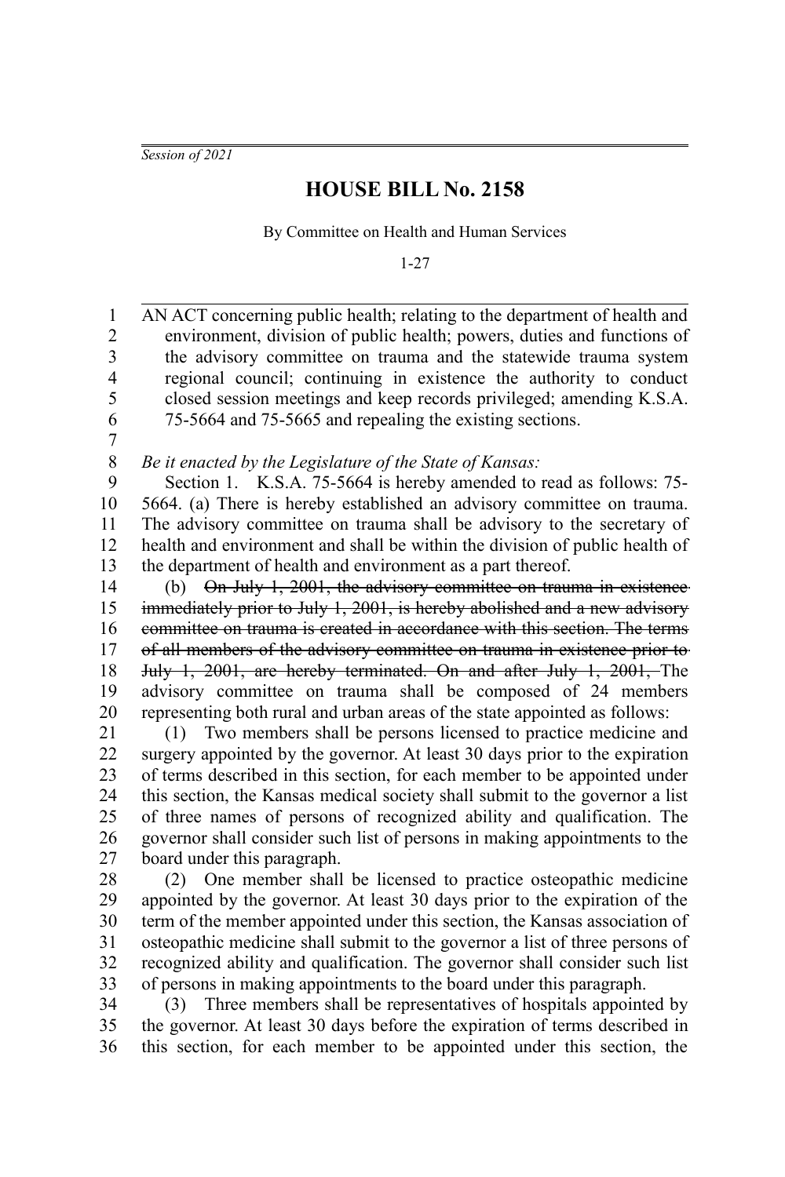*Session of 2021*

# HOUSE BILL No. 2158

By Committee on Health and Human Services

1-27

AN ACT concerning public health; relating to the department of health and environment, division of public health; powers, duties and functions of the advisory committee on trauma and the statewide trauma system regional council; continuing in existence the authority to conduct closed session meetings and keep records privileged; amending K.S.A. 75-5664 and 75-5665 and repealing the existing sections.

*Be it enacted by the Legislature of the State of Kansas:*

Section 1. K.S.A. 75-5664 is hereby amended to read as follows: 75-5664. (a) There is hereby established an advisory committee on trauma. The advisory committee on trauma shall be advisory to the secretary of health and environment and shall be within the division of public health of the department of health and environment as a part thereof.

(b) ~~On July 1, 2001, the advisory committee on trauma in existence immediately prior to July 1, 2001, is hereby abolished and a new advisory committee on trauma is created in accordance with this section. The terms of all members of the advisory committee on trauma in existence prior to July 1, 2001, are hereby terminated. On and after July 1, 2001,~~ The advisory committee on trauma shall be composed of 24 members representing both rural and urban areas of the state appointed as follows:

(1) Two members shall be persons licensed to practice medicine and surgery appointed by the governor. At least 30 days prior to the expiration of terms described in this section, for each member to be appointed under this section, the Kansas medical society shall submit to the governor a list of three names of persons of recognized ability and qualification. The governor shall consider such list of persons in making appointments to the board under this paragraph.

(2) One member shall be licensed to practice osteopathic medicine appointed by the governor. At least 30 days prior to the expiration of the term of the member appointed under this section, the Kansas association of osteopathic medicine shall submit to the governor a list of three persons of recognized ability and qualification. The governor shall consider such list of persons in making appointments to the board under this paragraph.

(3) Three members shall be representatives of hospitals appointed by the governor. At least 30 days before the expiration of terms described in this section, for each member to be appointed under this section, the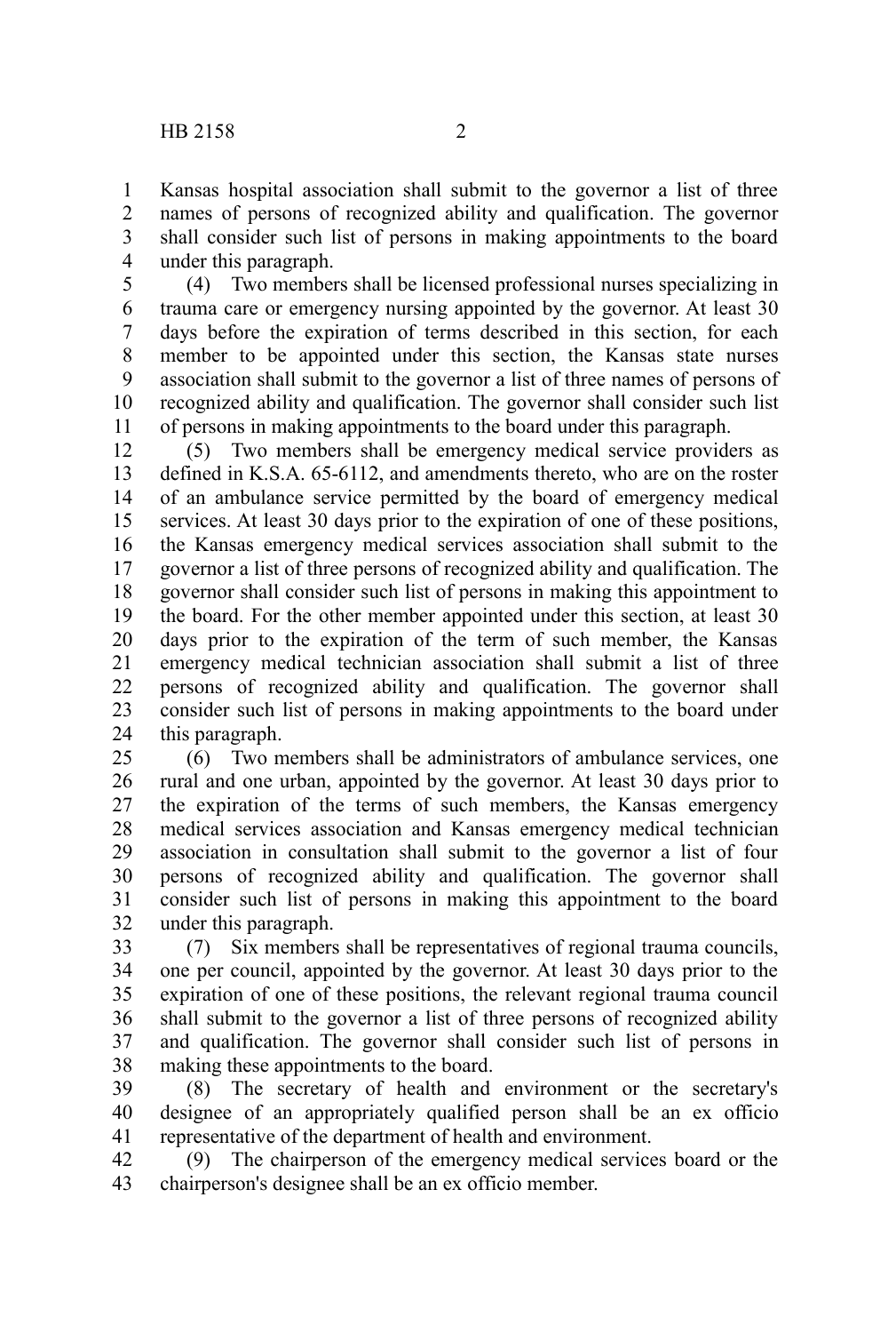Kansas hospital association shall submit to the governor a list of three names of persons of recognized ability and qualification. The governor shall consider such list of persons in making appointments to the board under this paragraph.

(4) Two members shall be licensed professional nurses specializing in trauma care or emergency nursing appointed by the governor. At least 30 days before the expiration of terms described in this section, for each member to be appointed under this section, the Kansas state nurses association shall submit to the governor a list of three names of persons of recognized ability and qualification. The governor shall consider such list of persons in making appointments to the board under this paragraph.

(5) Two members shall be emergency medical service providers as defined in K.S.A. 65-6112, and amendments thereto, who are on the roster of an ambulance service permitted by the board of emergency medical services. At least 30 days prior to the expiration of one of these positions, the Kansas emergency medical services association shall submit to the governor a list of three persons of recognized ability and qualification. The governor shall consider such list of persons in making this appointment to the board. For the other member appointed under this section, at least 30 days prior to the expiration of the term of such member, the Kansas emergency medical technician association shall submit a list of three persons of recognized ability and qualification. The governor shall consider such list of persons in making appointments to the board under this paragraph.

(6) Two members shall be administrators of ambulance services, one rural and one urban, appointed by the governor. At least 30 days prior to the expiration of the terms of such members, the Kansas emergency medical services association and Kansas emergency medical technician association in consultation shall submit to the governor a list of four persons of recognized ability and qualification. The governor shall consider such list of persons in making this appointment to the board under this paragraph.

(7) Six members shall be representatives of regional trauma councils, one per council, appointed by the governor. At least 30 days prior to the expiration of one of these positions, the relevant regional trauma council shall submit to the governor a list of three persons of recognized ability and qualification. The governor shall consider such list of persons in making these appointments to the board.

(8) The secretary of health and environment or the secretary's designee of an appropriately qualified person shall be an ex officio representative of the department of health and environment.

(9) The chairperson of the emergency medical services board or the chairperson's designee shall be an ex officio member.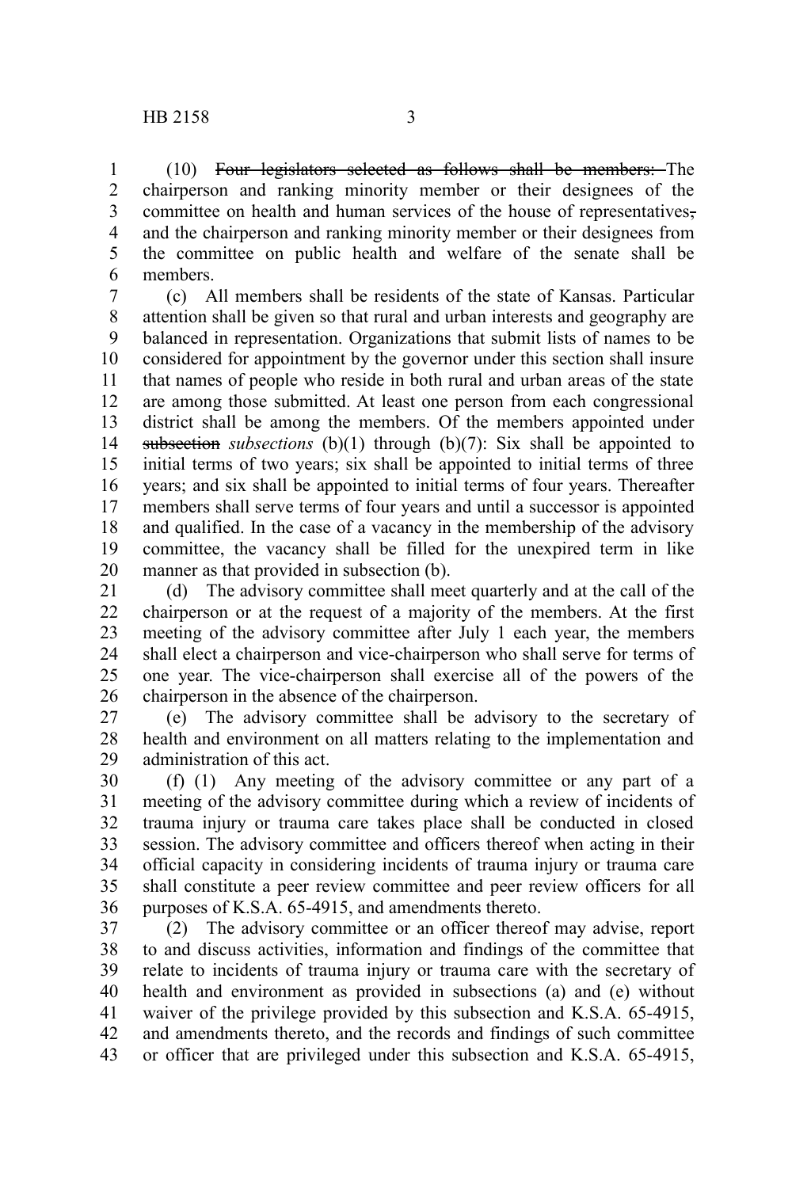(10) ~~Four legislators selected as follows shall be members:~~ The chairperson and ranking minority member or their designees of the committee on health and human services of the house of representatives~~,~~ and the chairperson and ranking minority member or their designees from the committee on public health and welfare of the senate shall be members.

(c) All members shall be residents of the state of Kansas. Particular attention shall be given so that rural and urban interests and geography are balanced in representation. Organizations that submit lists of names to be considered for appointment by the governor under this section shall insure that names of people who reside in both rural and urban areas of the state are among those submitted. At least one person from each congressional district shall be among the members. Of the members appointed under ~~subsection~~ *subsections* (b)(1) through (b)(7): Six shall be appointed to initial terms of two years; six shall be appointed to initial terms of three years; and six shall be appointed to initial terms of four years. Thereafter members shall serve terms of four years and until a successor is appointed and qualified. In the case of a vacancy in the membership of the advisory committee, the vacancy shall be filled for the unexpired term in like manner as that provided in subsection (b).

(d) The advisory committee shall meet quarterly and at the call of the chairperson or at the request of a majority of the members. At the first meeting of the advisory committee after July 1 each year, the members shall elect a chairperson and vice-chairperson who shall serve for terms of one year. The vice-chairperson shall exercise all of the powers of the chairperson in the absence of the chairperson.

(e) The advisory committee shall be advisory to the secretary of health and environment on all matters relating to the implementation and administration of this act.

(f) (1) Any meeting of the advisory committee or any part of a meeting of the advisory committee during which a review of incidents of trauma injury or trauma care takes place shall be conducted in closed session. The advisory committee and officers thereof when acting in their official capacity in considering incidents of trauma injury or trauma care shall constitute a peer review committee and peer review officers for all purposes of K.S.A. 65-4915, and amendments thereto.

(2) The advisory committee or an officer thereof may advise, report to and discuss activities, information and findings of the committee that relate to incidents of trauma injury or trauma care with the secretary of health and environment as provided in subsections (a) and (e) without waiver of the privilege provided by this subsection and K.S.A. 65-4915, and amendments thereto, and the records and findings of such committee or officer that are privileged under this subsection and K.S.A. 65-4915,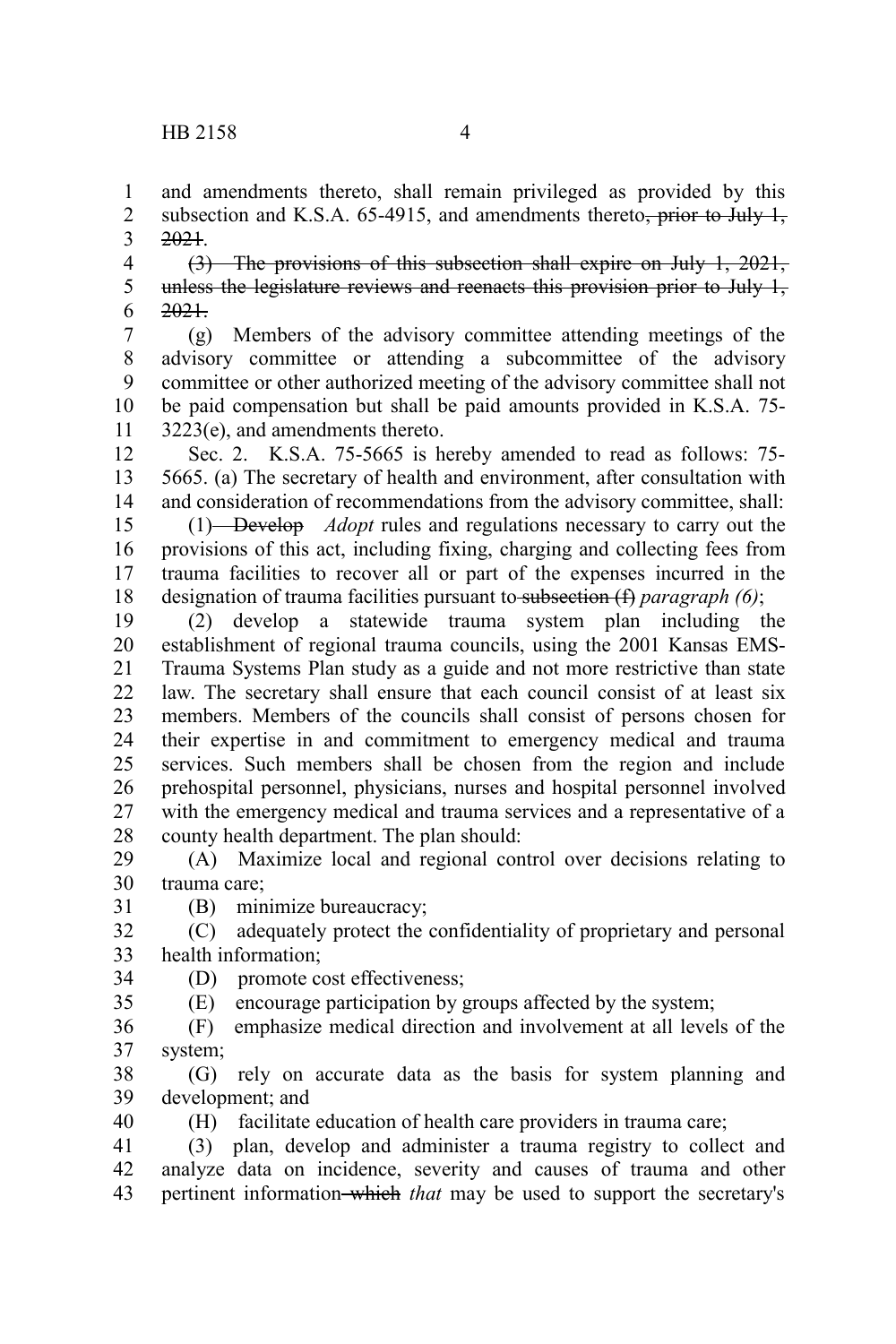and amendments thereto, shall remain privileged as provided by this subsection and K.S.A. 65-4915, and amendments thereto~~, prior to July 1, 2021~~.

~~(3) The provisions of this subsection shall expire on July 1, 2021, unless the legislature reviews and reenacts this provision prior to July 1, 2021.~~

(g) Members of the advisory committee attending meetings of the advisory committee or attending a subcommittee of the advisory committee or other authorized meeting of the advisory committee shall not be paid compensation but shall be paid amounts provided in K.S.A. 75-3223(e), and amendments thereto.

Sec. 2. K.S.A. 75-5665 is hereby amended to read as follows: 75-5665. (a) The secretary of health and environment, after consultation with and consideration of recommendations from the advisory committee, shall:

(1) ~~Develop~~ *Adopt* rules and regulations necessary to carry out the provisions of this act, including fixing, charging and collecting fees from trauma facilities to recover all or part of the expenses incurred in the designation of trauma facilities pursuant to ~~subsection (f)~~ *paragraph (6)*;

(2) develop a statewide trauma system plan including the establishment of regional trauma councils, using the 2001 Kansas EMS-Trauma Systems Plan study as a guide and not more restrictive than state law. The secretary shall ensure that each council consist of at least six members. Members of the councils shall consist of persons chosen for their expertise in and commitment to emergency medical and trauma services. Such members shall be chosen from the region and include prehospital personnel, physicians, nurses and hospital personnel involved with the emergency medical and trauma services and a representative of a county health department. The plan should:

(A) Maximize local and regional control over decisions relating to trauma care;

(B) minimize bureaucracy;

(C) adequately protect the confidentiality of proprietary and personal health information;

(D) promote cost effectiveness;

(E) encourage participation by groups affected by the system;

(F) emphasize medical direction and involvement at all levels of the system;

(G) rely on accurate data as the basis for system planning and development; and

(H) facilitate education of health care providers in trauma care;

(3) plan, develop and administer a trauma registry to collect and analyze data on incidence, severity and causes of trauma and other pertinent information ~~which~~ *that* may be used to support the secretary's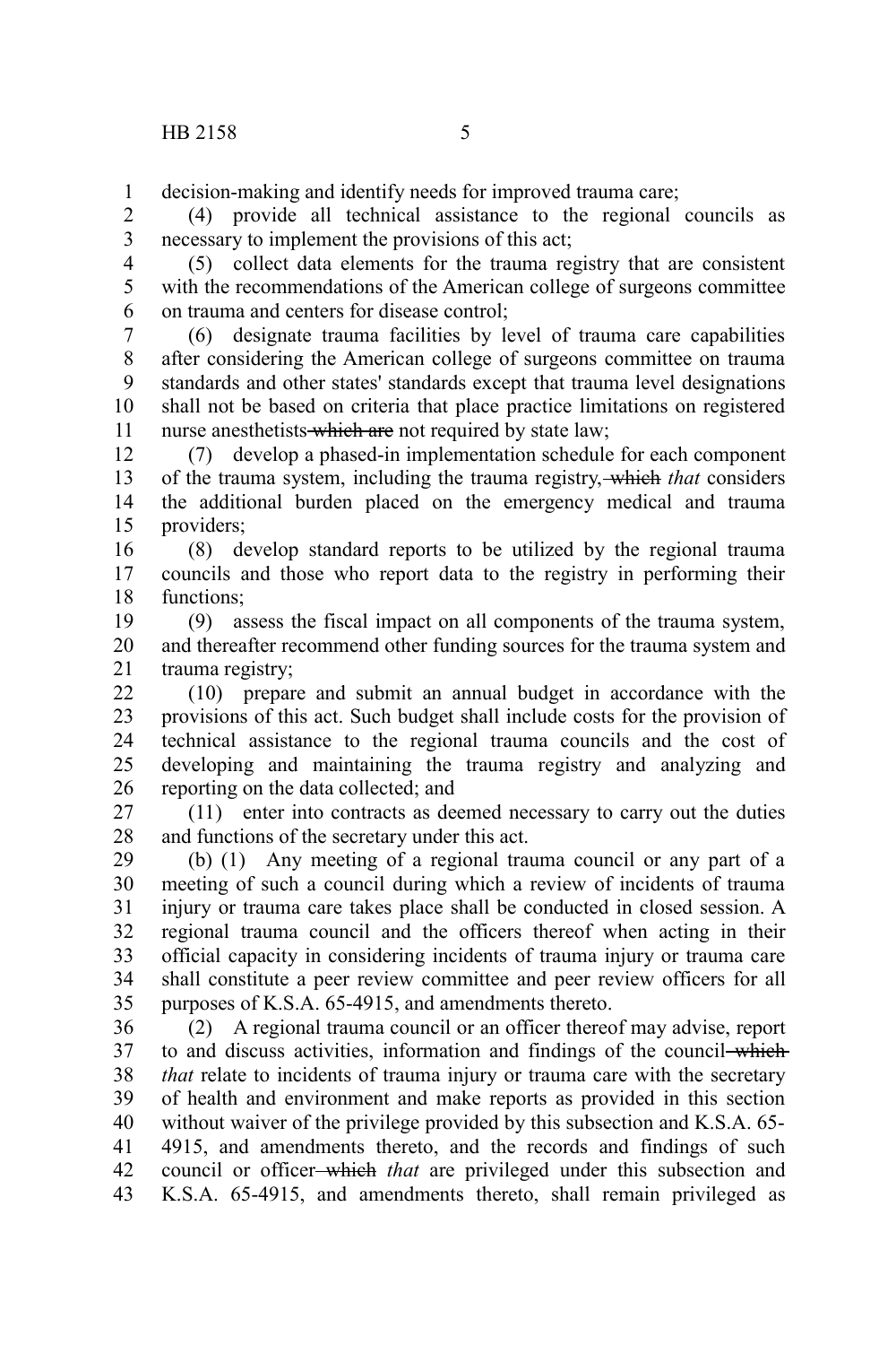decision-making and identify needs for improved trauma care;

(4) provide all technical assistance to the regional councils as necessary to implement the provisions of this act;

(5) collect data elements for the trauma registry that are consistent with the recommendations of the American college of surgeons committee on trauma and centers for disease control;

(6) designate trauma facilities by level of trauma care capabilities after considering the American college of surgeons committee on trauma standards and other states' standards except that trauma level designations shall not be based on criteria that place practice limitations on registered nurse anesthetists ~~which are~~ not required by state law;

(7) develop a phased-in implementation schedule for each component of the trauma system, including the trauma registry, ~~which~~ *that* considers the additional burden placed on the emergency medical and trauma providers;

(8) develop standard reports to be utilized by the regional trauma councils and those who report data to the registry in performing their functions;

(9) assess the fiscal impact on all components of the trauma system, and thereafter recommend other funding sources for the trauma system and trauma registry;

(10) prepare and submit an annual budget in accordance with the provisions of this act. Such budget shall include costs for the provision of technical assistance to the regional trauma councils and the cost of developing and maintaining the trauma registry and analyzing and reporting on the data collected; and

(11) enter into contracts as deemed necessary to carry out the duties and functions of the secretary under this act.

(b) (1) Any meeting of a regional trauma council or any part of a meeting of such a council during which a review of incidents of trauma injury or trauma care takes place shall be conducted in closed session. A regional trauma council and the officers thereof when acting in their official capacity in considering incidents of trauma injury or trauma care shall constitute a peer review committee and peer review officers for all purposes of K.S.A. 65-4915, and amendments thereto.

(2) A regional trauma council or an officer thereof may advise, report to and discuss activities, information and findings of the council ~~which~~ *that* relate to incidents of trauma injury or trauma care with the secretary of health and environment and make reports as provided in this section without waiver of the privilege provided by this subsection and K.S.A. 65-4915, and amendments thereto, and the records and findings of such council or officer ~~which~~ *that* are privileged under this subsection and K.S.A. 65-4915, and amendments thereto, shall remain privileged as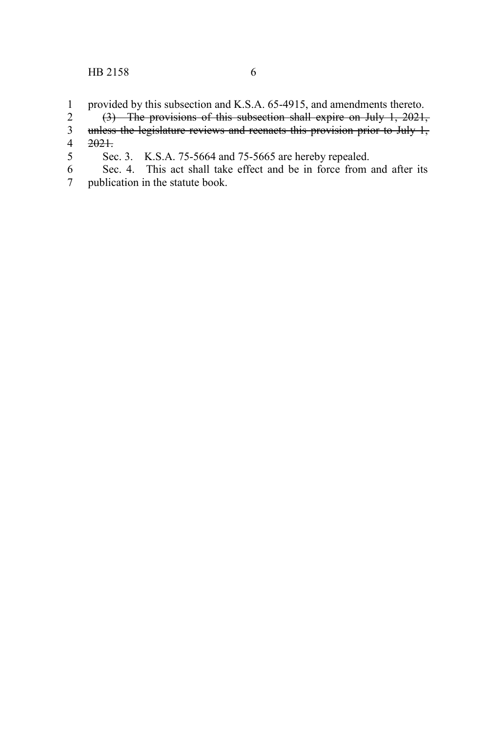provided by this subsection and K.S.A. 65-4915, and amendments thereto.

~~(3) The provisions of this subsection shall expire on July 1, 2021, unless the legislature reviews and reenacts this provision prior to July 1, 2021.~~

Sec. 3. K.S.A. 75-5664 and 75-5665 are hereby repealed.

Sec. 4. This act shall take effect and be in force from and after its publication in the statute book.